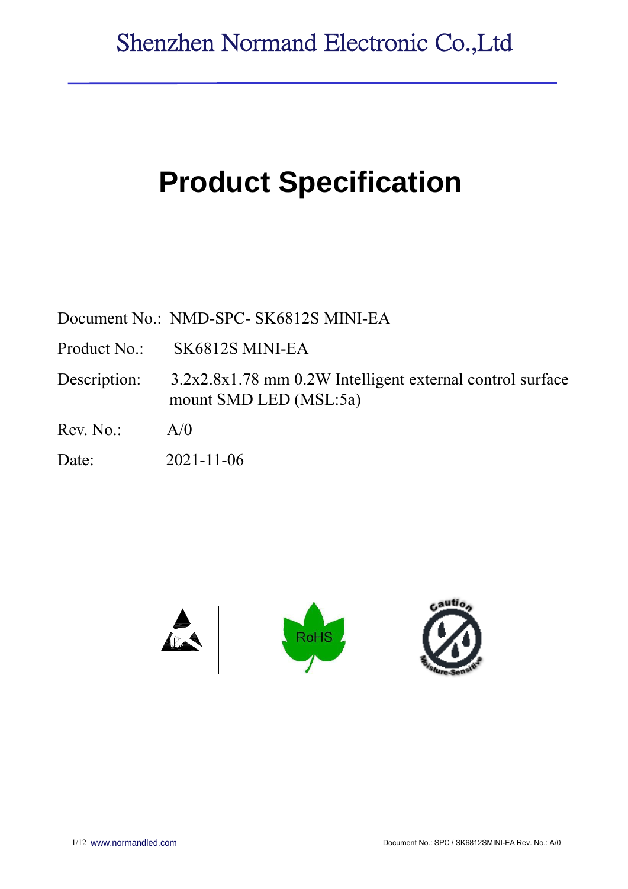Shenzhen Normand Electronic Co.,Ltd

# Product Specification

Document No.: NMD-SPC- SK6812S MINI-EA

Product No.: SK6812S MINI-EA

Description: 3.2x2.8x1.78 mm 0.2W Intelligent external control surface mount SMD LED (MSL:5a)

Rev. No.: A/0

Date: 2021-11-06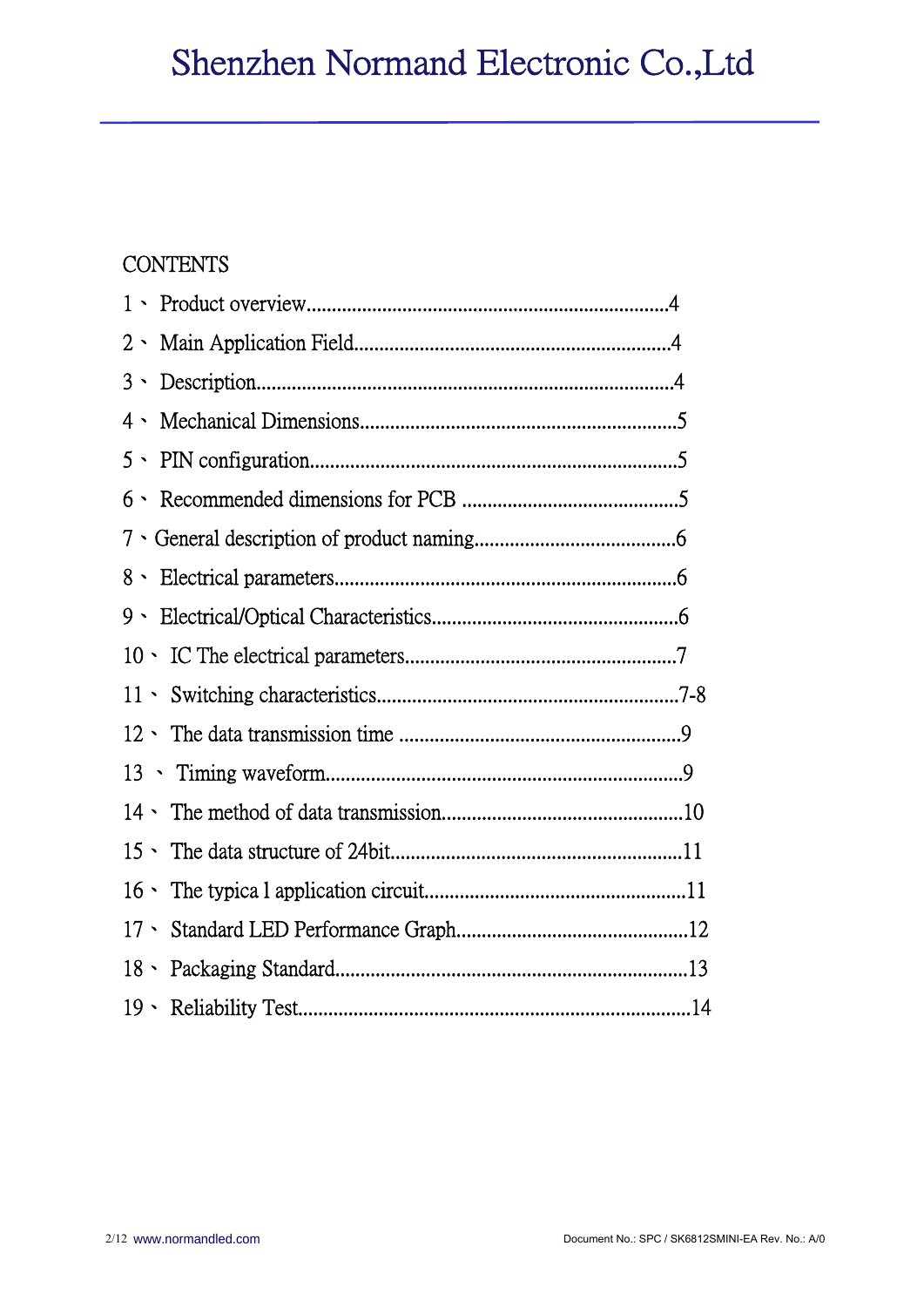# Shenzhen Normand Electronic Co.,Ltd

CONTENTS

1、 Product overview.......................................................................4

2、 Main Application Field.............................................................4

3、 Description.................................................................................4

4、 Mechanical Dimensions.............................................................5

5、 PIN configuration......................................................................5

6、 Recommended dimensions for PCB ..........................................5

7、General description of product naming.......................................6

8、 Electrical parameters..................................................................6

9、 Electrical/Optical Characteristics................................................6

10、 IC The electrical parameters.....................................................7

11、 Switching characteristics..........................................................7-8

12、 The data transmission time ......................................................9

13 、 Timing waveform....................................................................9

14、 The method of data transmission...............................................10

15、 The data structure of 24bit........................................................11

16、 The typica l application circuit..................................................11

17、 Standard LED Performance Graph.............................................12

18、 Packaging Standard....................................................................13

19、 Reliability Test...........................................................................14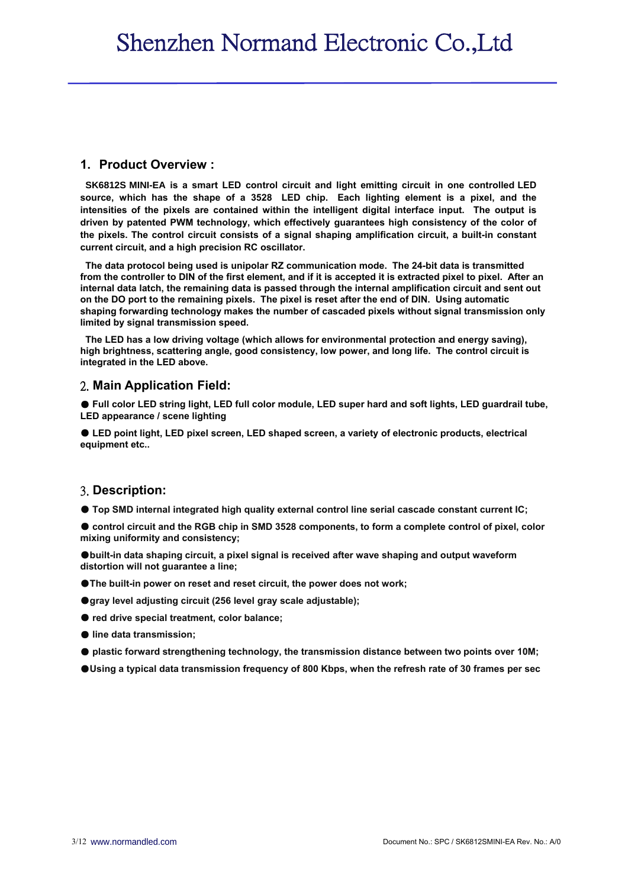## 1. Product Overview :

**SK6812S MINI-EA is a smart LED control circuit and light emitting circuit in one controlled LED source, which has the shape of a 3528 LED chip. Each lighting element is a pixel, and the intensities of the pixels are contained within the intelligent digital interface input. The output is driven by patented PWM technology, which effectively guarantees high consistency of the color of the pixels. The control circuit consists of a signal shaping amplification circuit, a built-in constant current circuit, and a high precision RC oscillator.**

**The data protocol being used is unipolar RZ communication mode. The 24-bit data is transmitted from the controller to DIN of the first element, and if it is accepted it is extracted pixel to pixel. After an internal data latch, the remaining data is passed through the internal amplification circuit and sent out on the DO port to the remaining pixels. The pixel is reset after the end of DIN. Using automatic shaping forwarding technology makes the number of cascaded pixels without signal transmission only limited by signal transmission speed.**

**The LED has a low driving voltage (which allows for environmental protection and energy saving), high brightness, scattering angle, good consistency, low power, and long life. The control circuit is integrated in the LED above.**

## 2. Main Application Field:

- **Full color LED string light, LED full color module, LED super hard and soft lights, LED guardrail tube, LED appearance / scene lighting**
- **LED point light, LED pixel screen, LED shaped screen, a variety of electronic products, electrical equipment etc..**

## 3. Description:

- **Top SMD internal integrated high quality external control line serial cascade constant current IC;**
- **control circuit and the RGB chip in SMD 3528 components, to form a complete control of pixel, color mixing uniformity and consistency;**
- **built-in data shaping circuit, a pixel signal is received after wave shaping and output waveform distortion will not guarantee a line;**
- **The built-in power on reset and reset circuit, the power does not work;**
- **gray level adjusting circuit (256 level gray scale adjustable);**
- **red drive special treatment, color balance;**
- **line data transmission;**
- **plastic forward strengthening technology, the transmission distance between two points over 10M;**
- **Using a typical data transmission frequency of 800 Kbps, when the refresh rate of 30 frames per sec**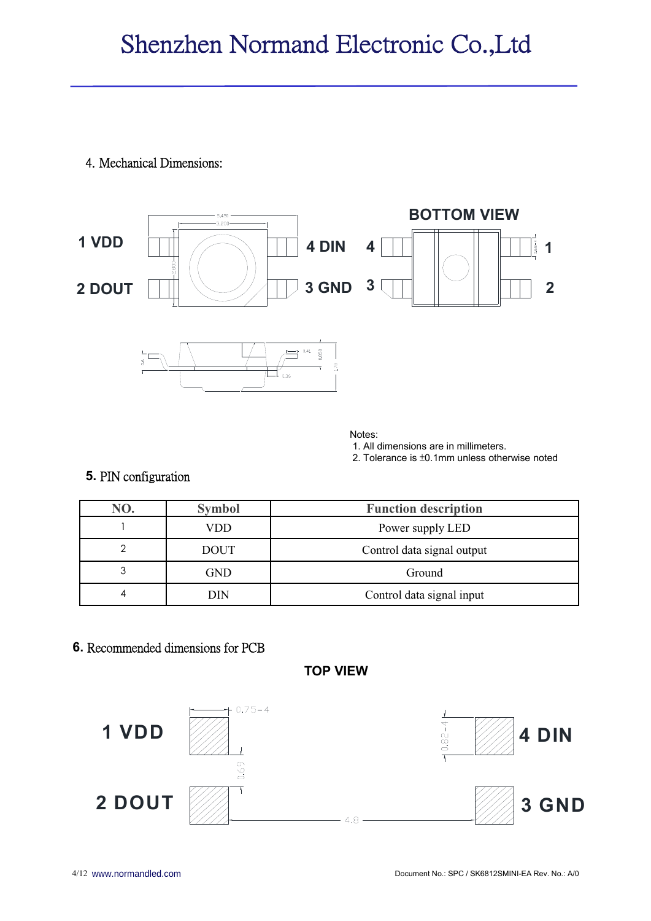## 4. Mechanical Dimensions:

1 VDD

2 DOUT

4 DIN

3 GND

**BOTTOM VIEW**

4 1

3 2

Notes:
1. All dimensions are in millimeters.
2. Tolerance is ±0.1mm unless otherwise noted

## 5. PIN configuration

| NO. | Symbol | Function description |
|---|---|---|
| 1 | VDD | Power supply LED |
| 2 | DOUT | Control data signal output |
| 3 | GND | Ground |
| 4 | DIN | Control data signal input |

## 6. Recommended dimensions for PCB

**TOP VIEW**

1 VDD

2 DOUT

4 DIN

3 GND

0.75-4

0.82-4

0.69

4.8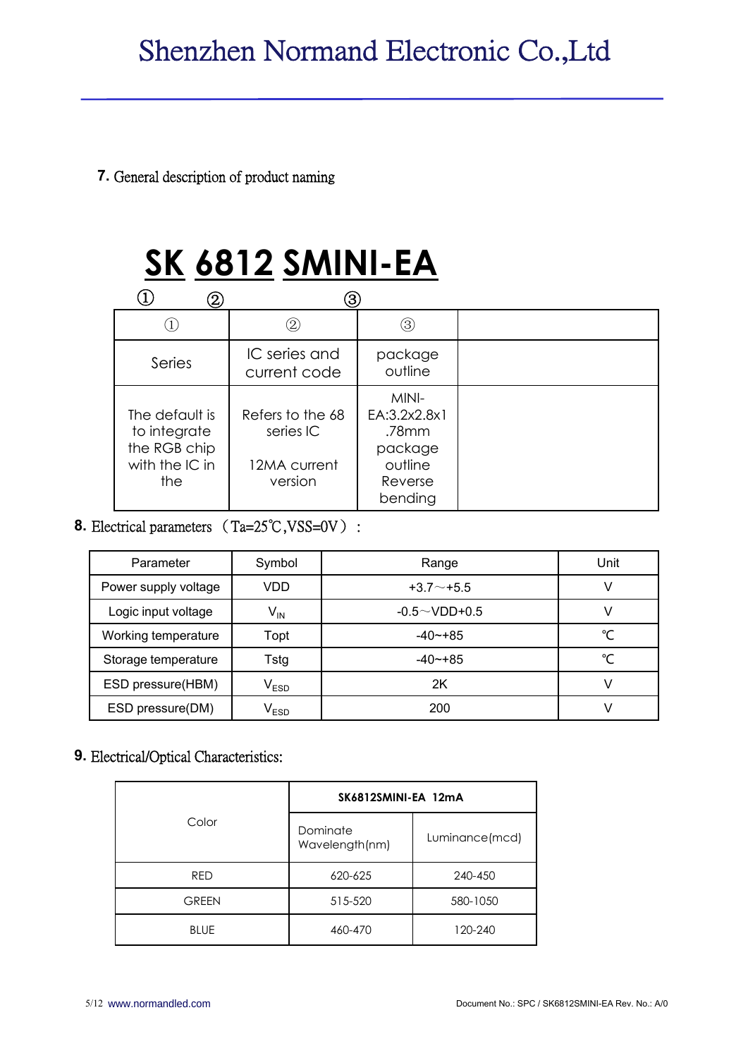## 7. General description of product naming

**SK 6812 SMINI-EA**

① ② ③

| ① | ② | ③ | |
|---|---|---|---|
| Series | IC series and current code | package outline | |
| The default is to integrate the RGB chip with the IC in the | Refers to the 68 series IC<br><br>12MA current version | MINI-EA:3.2x2.8x1.78mm package outline Reverse bending | |

## 8. Electrical parameters （Ta=25℃,VSS=0V）：

| Parameter | Symbol | Range | Unit |
|---|---|---|---|
| Power supply voltage | VDD | +3.7～+5.5 | V |
| Logic input voltage | $V_{IN}$ | -0.5～VDD+0.5 | V |
| Working temperature | Topt | -40~+85 | ℃ |
| Storage temperature | Tstg | -40~+85 | ℃ |
| ESD pressure(HBM) | $V_{ESD}$ | 2K | V |
| ESD pressure(DM) | $V_{ESD}$ | 200 | V |

## 9. Electrical/Optical Characteristics:

| Color | SK6812SMINI-EA 12mA | |
|---|---|---|
| | Dominate Wavelength(nm) | Luminance(mcd) |
| RED | 620-625 | 240-450 |
| GREEN | 515-520 | 580-1050 |
| BLUE | 460-470 | 120-240 |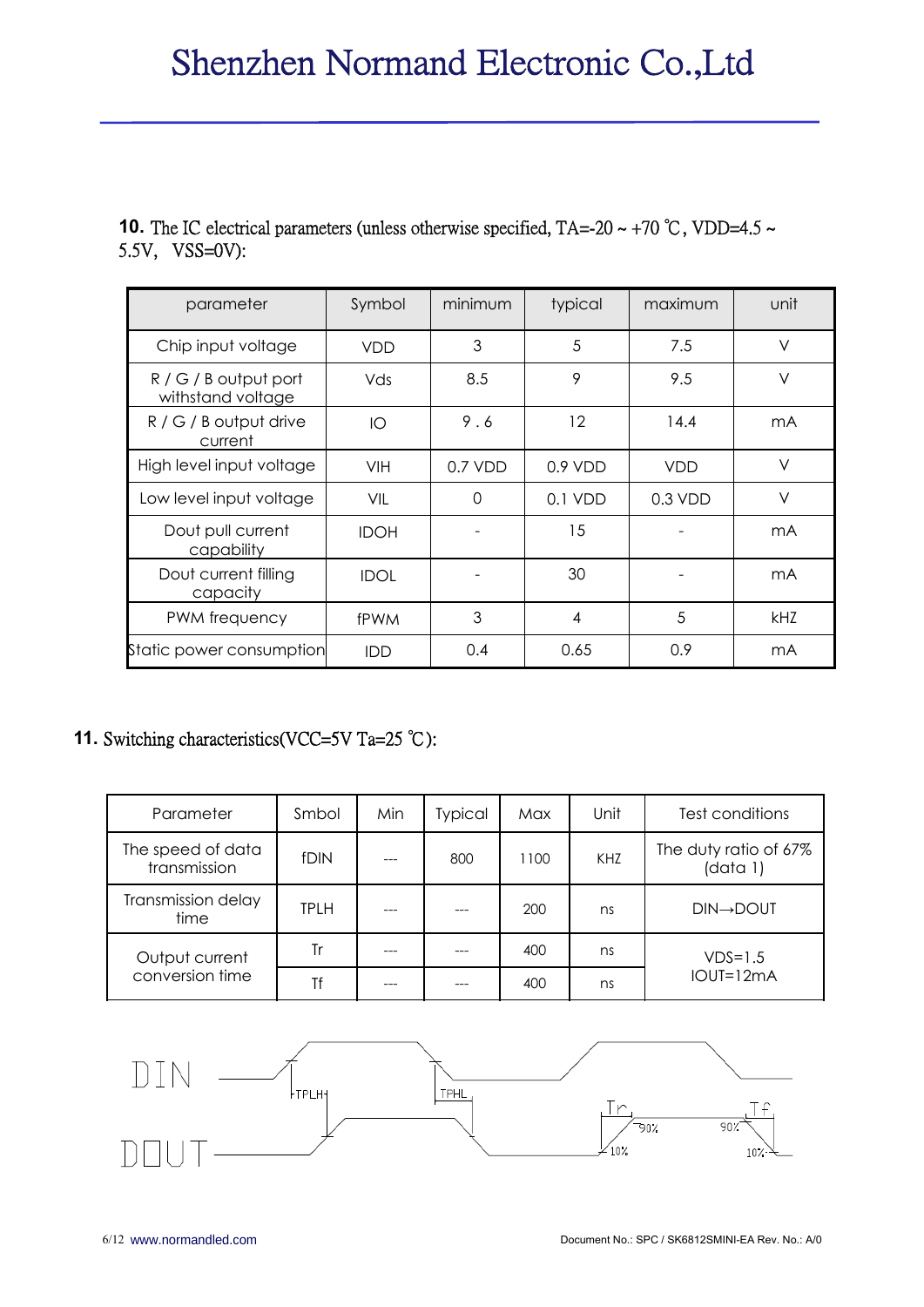**10.** The IC electrical parameters (unless otherwise specified, TA=-20 ~ +70 ℃, VDD=4.5 ~ 5.5V, VSS=0V):

| parameter | Symbol | minimum | typical | maximum | unit |
|---|---|---|---|---|---|
| Chip input voltage | VDD | 3 | 5 | 7.5 | V |
| R / G / B output port withstand voltage | Vds | 8.5 | 9 | 9.5 | V |
| R / G / B output drive current | IO | 9 . 6 | 12 | 14.4 | mA |
| High level input voltage | VIH | 0.7 VDD | 0.9 VDD | VDD | V |
| Low level input voltage | VIL | 0 | 0.1 VDD | 0.3 VDD | V |
| Dout pull current capability | IDOH | - | 15 | - | mA |
| Dout current filling capacity | IDOL | - | 30 | - | mA |
| PWM frequency | fPWM | 3 | 4 | 5 | kHZ |
| Static power consumption | IDD | 0.4 | 0.65 | 0.9 | mA |

**11.** Switching characteristics(VCC=5V Ta=25 ℃):

| Parameter | Smbol | Min | Typical | Max | Unit | Test conditions |
|---|---|---|---|---|---|---|
| The speed of data transmission | fDIN | --- | 800 | 1100 | KHZ | The duty ratio of 67% (data 1) |
| Transmission delay time | TPLH | --- | --- | 200 | ns | DIN→DOUT |
| Output current conversion time | Tr | --- | --- | 400 | ns | VDS=1.5 IOUT=12mA |
| | Tf | --- | --- | 400 | ns | |

DIN

DOUT

TPLH TPHL Tr Tf 90% 10% 90% 10%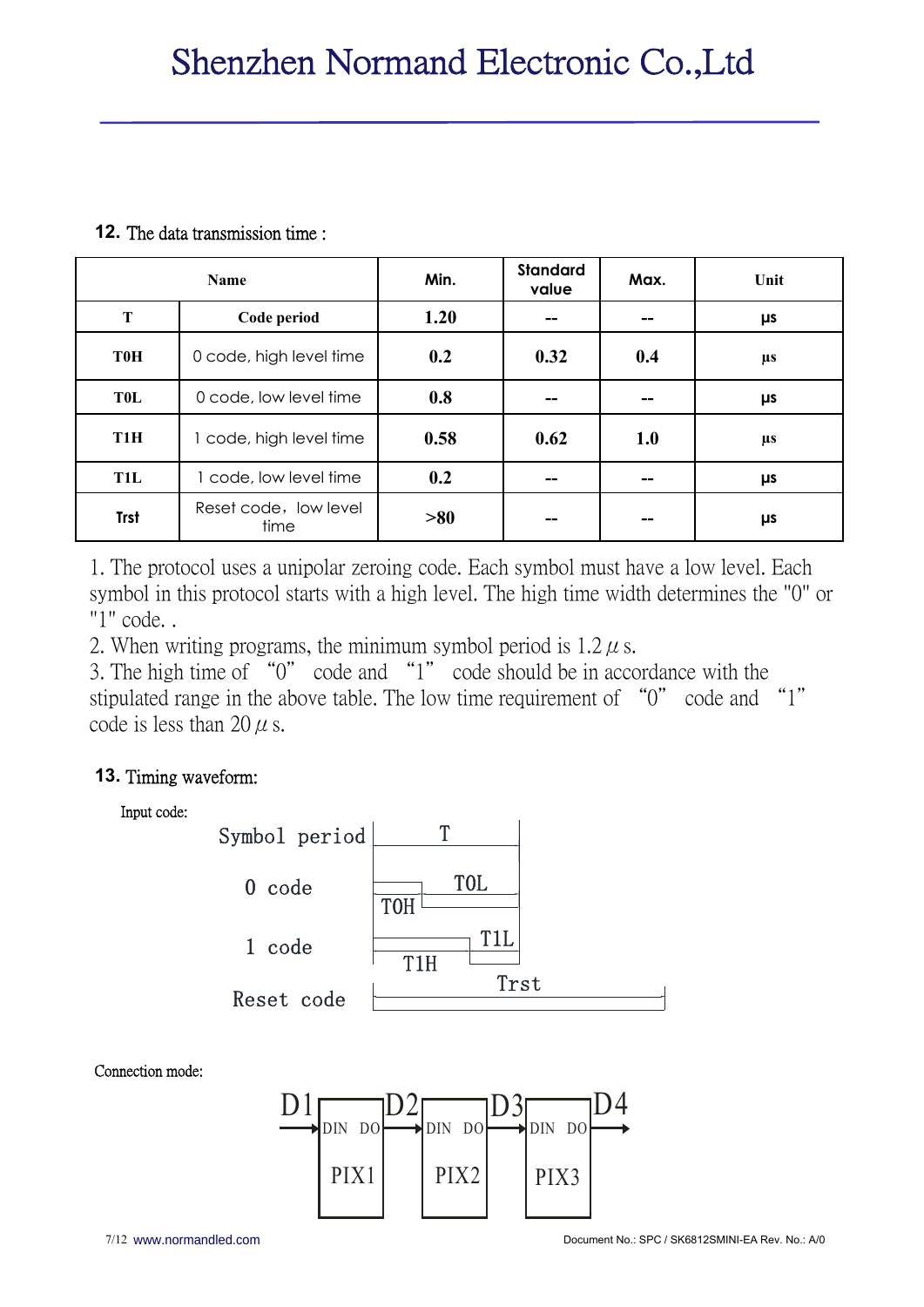**12.** The data transmission time :

| Name | | Min. | Standard value | Max. | Unit |
|---|---|---|---|---|---|
| T | Code period | 1.20 | -- | -- | μs |
| T0H | 0 code, high level time | 0.2 | 0.32 | 0.4 | μs |
| T0L | 0 code, low level time | 0.8 | -- | -- | μs |
| T1H | 1 code, high level time | 0.58 | 0.62 | 1.0 | μs |
| T1L | 1 code, low level time | 0.2 | -- | -- | μs |
| Trst | Reset code，low level time | >80 | -- | -- | μs |

1. The protocol uses a unipolar zeroing code. Each symbol must have a low level. Each symbol in this protocol starts with a high level. The high time width determines the "0" or "1" code. .
2. When writing programs, the minimum symbol period is 1.2 $\mu$ s.
3. The high time of "0" code and "1" code should be in accordance with the stipulated range in the above table. The low time requirement of "0" code and "1" code is less than 20 $\mu$ s.

**13.** Timing waveform:

Input code:

Symbol period — T

0 code — T0H, T0L

1 code — T1H, T1L

Reset code — Trst

Connection mode:

D1 → DIN PIX1 DO → D2 → DIN PIX2 DO → D3 → DIN PIX3 DO → D4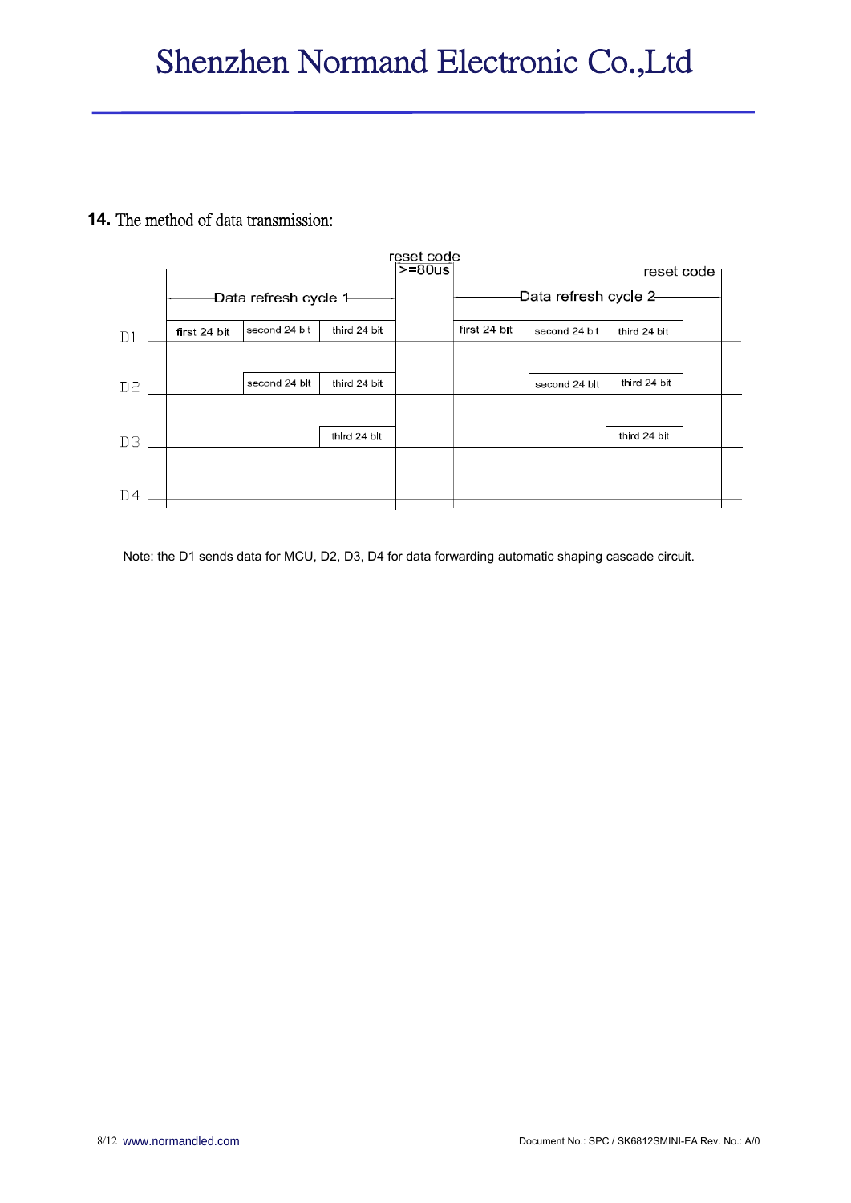## 14. The method of data transmission:

| | Data refresh cycle 1 | | | reset code >=80us | Data refresh cycle 2 | | | reset code |
|---|---|---|---|---|---|---|---|---|
| D1 | first 24 bit | second 24 bit | third 24 bit | | first 24 bit | second 24 bit | third 24 bit | |
| D2 | | second 24 bit | third 24 bit | | | second 24 bit | third 24 bit | |
| D3 | | | third 24 bit | | | | third 24 bit | |
| D4 | | | | | | | | |

Note: the D1 sends data for MCU, D2, D3, D4 for data forwarding automatic shaping cascade circuit.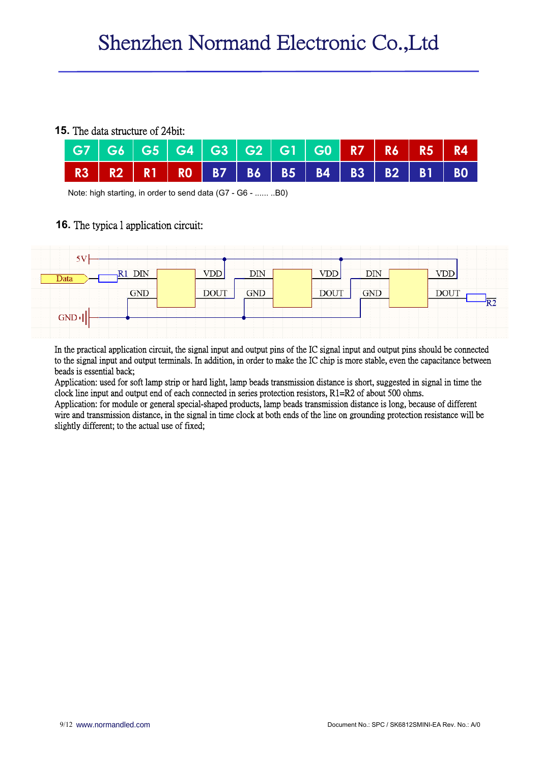## 15. The data structure of 24bit:

| G7 | G6 | G5 | G4 | G3 | G2 | G1 | G0 | R7 | R6 | R5 | R4 |
|---|---|---|---|---|---|---|---|---|---|---|---|
| R3 | R2 | R1 | R0 | B7 | B6 | B5 | B4 | B3 | B2 | B1 | B0 |

Note: high starting, in order to send data (G7 - G6 - ...... ..B0)

## 16. The typica l application circuit:

In the practical application circuit, the signal input and output pins of the IC signal input and output pins should be connected to the signal input and output terminals. In addition, in order to make the IC chip is more stable, even the capacitance between beads is essential back;

Application: used for soft lamp strip or hard light, lamp beads transmission distance is short, suggested in signal in time the clock line input and output end of each connected in series protection resistors, R1=R2 of about 500 ohms.

Application: for module or general special-shaped products, lamp beads transmission distance is long, because of different wire and transmission distance, in the signal in time clock at both ends of the line on grounding protection resistance will be slightly different; to the actual use of fixed;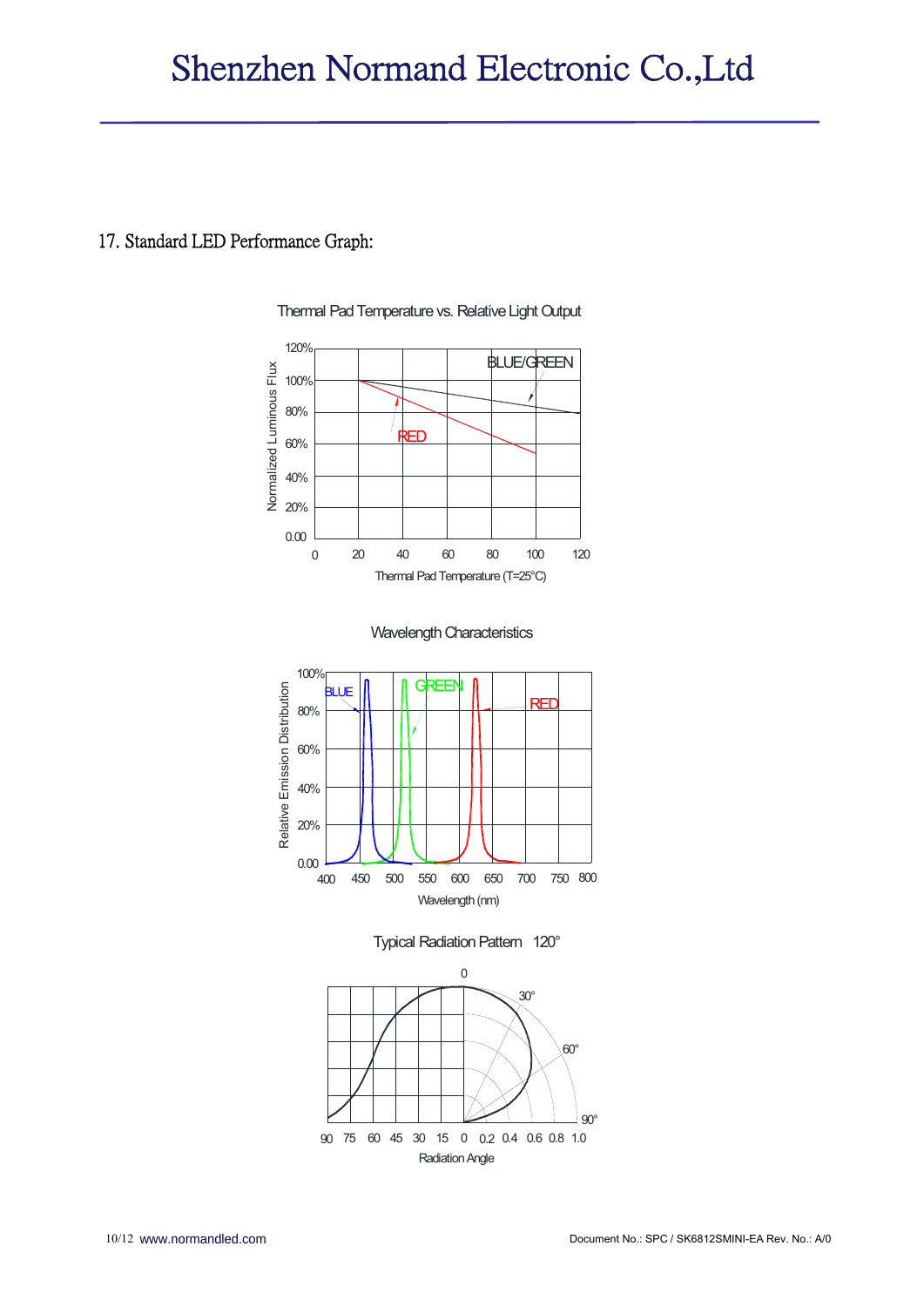## 17. Standard LED Performance Graph:

Thermal Pad Temperature vs. Relative Light Output

Wavelength Characteristics

Typical Radiation Pattern 120°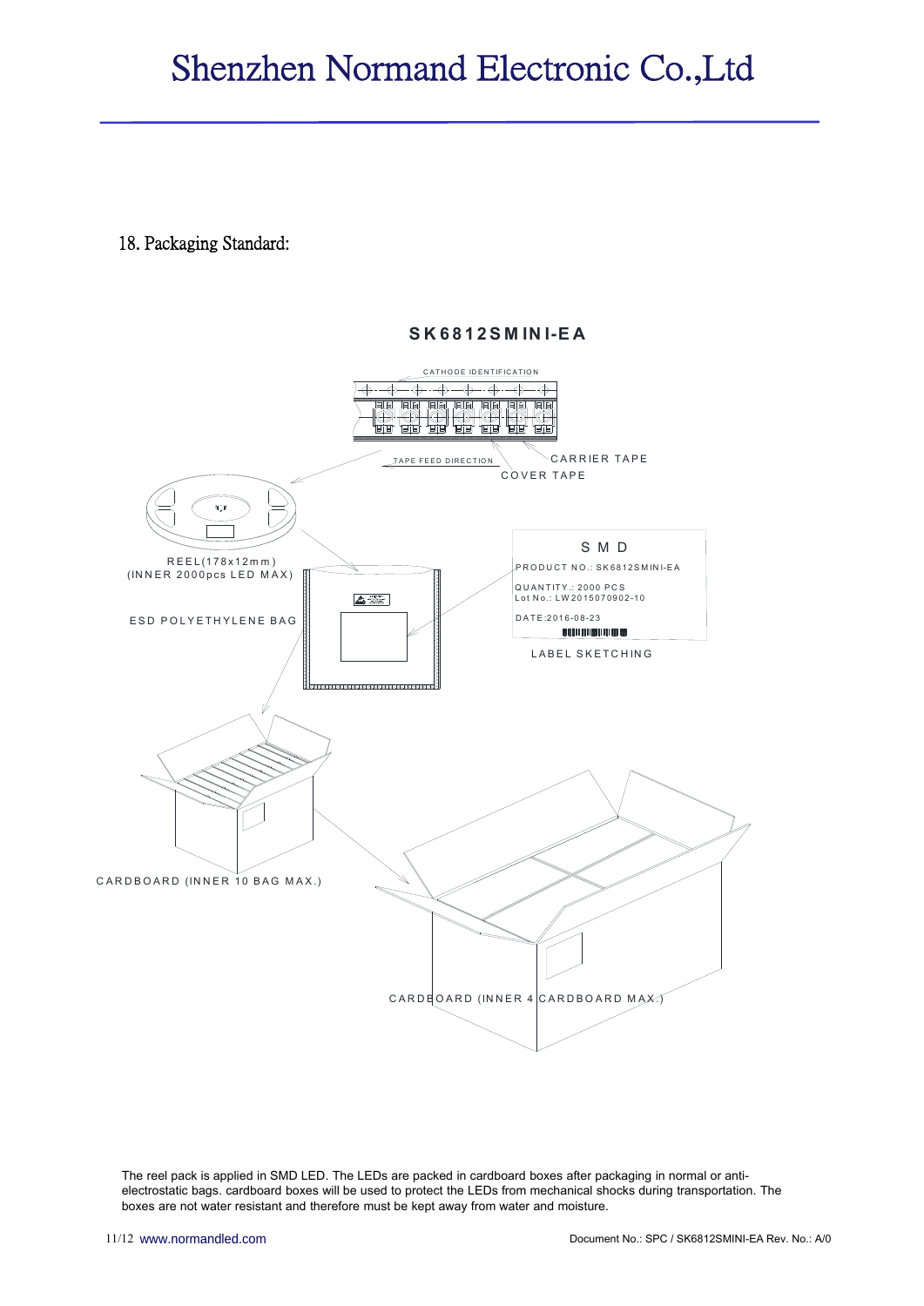## 18. Packaging Standard:

**SK6812SMINI-EA**

CATHODE IDENTIFICATION

TAPE FEED DIRECTION

CARRIER TAPE

COVER TAPE

REEL(178x12mm)
(INNER 2000pcs LED MAX)

ESD POLYETHYLENE BAG

SMD
PRODUCT NO.: SK6812SMINI-EA
QUANTITY.: 2000 PCS
Lot No.: LW2015070902-10
DATE:2016-08-23

LABEL SKETCHING

CARDBOARD (INNER 10 BAG MAX.)

CARDBOARD (INNER 4 CARDBOARD MAX.)

The reel pack is applied in SMD LED. The LEDs are packed in cardboard boxes after packaging in normal or anti-electrostatic bags. cardboard boxes will be used to protect the LEDs from mechanical shocks during transportation. The boxes are not water resistant and therefore must be kept away from water and moisture.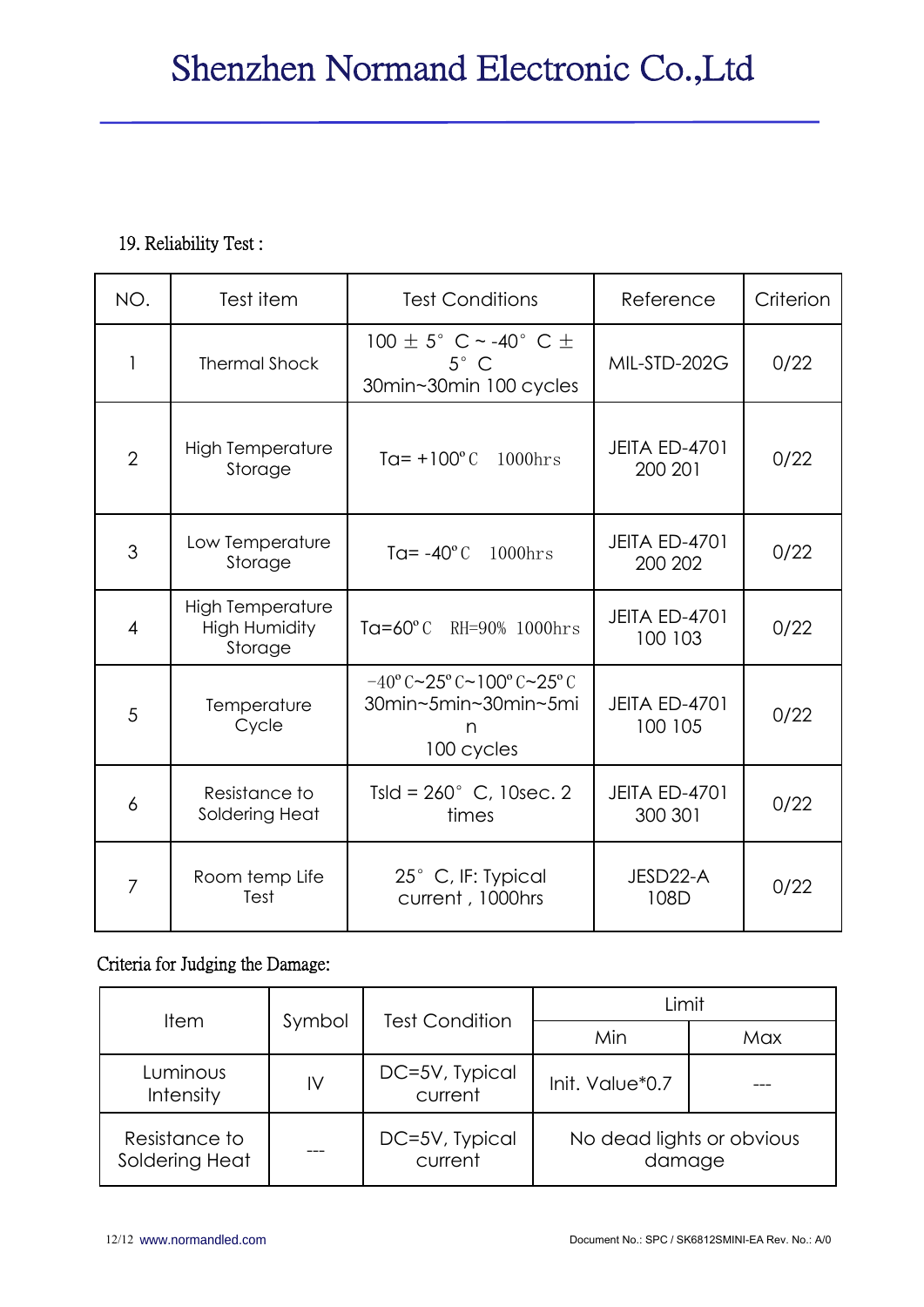## 19. Reliability Test :

| NO. | Test item | Test Conditions | Reference | Criterion |
|---|---|---|---|---|
| 1 | Thermal Shock | 100 ± 5° C ~ -40° C ± 5° C 30min~30min 100 cycles | MIL-STD-202G | 0/22 |
| 2 | High Temperature Storage | Ta= +100°C 1000hrs | JEITA ED-4701 200 201 | 0/22 |
| 3 | Low Temperature Storage | Ta= -40°C 1000hrs | JEITA ED-4701 200 202 | 0/22 |
| 4 | High Temperature High Humidity Storage | Ta=60°C RH=90% 1000hrs | JEITA ED-4701 100 103 | 0/22 |
| 5 | Temperature Cycle | -40°C~25°C~100°C~25°C 30min~5min~30min~5min 100 cycles | JEITA ED-4701 100 105 | 0/22 |
| 6 | Resistance to Soldering Heat | Tsld = 260° C, 10sec. 2 times | JEITA ED-4701 300 301 | 0/22 |
| 7 | Room temp Life Test | 25° C, IF: Typical current , 1000hrs | JESD22-A 108D | 0/22 |

Criteria for Judging the Damage:

| Item | Symbol | Test Condition | Limit | |
|---|---|---|---|---|
| | | | Min | Max |
| Luminous Intensity | IV | DC=5V, Typical current | Init. Value*0.7 | --- |
| Resistance to Soldering Heat | --- | DC=5V, Typical current | No dead lights or obvious damage | |

www.normandled.com

Document No.: SPC / SK6812SMINI-EA Rev. No.: A/0